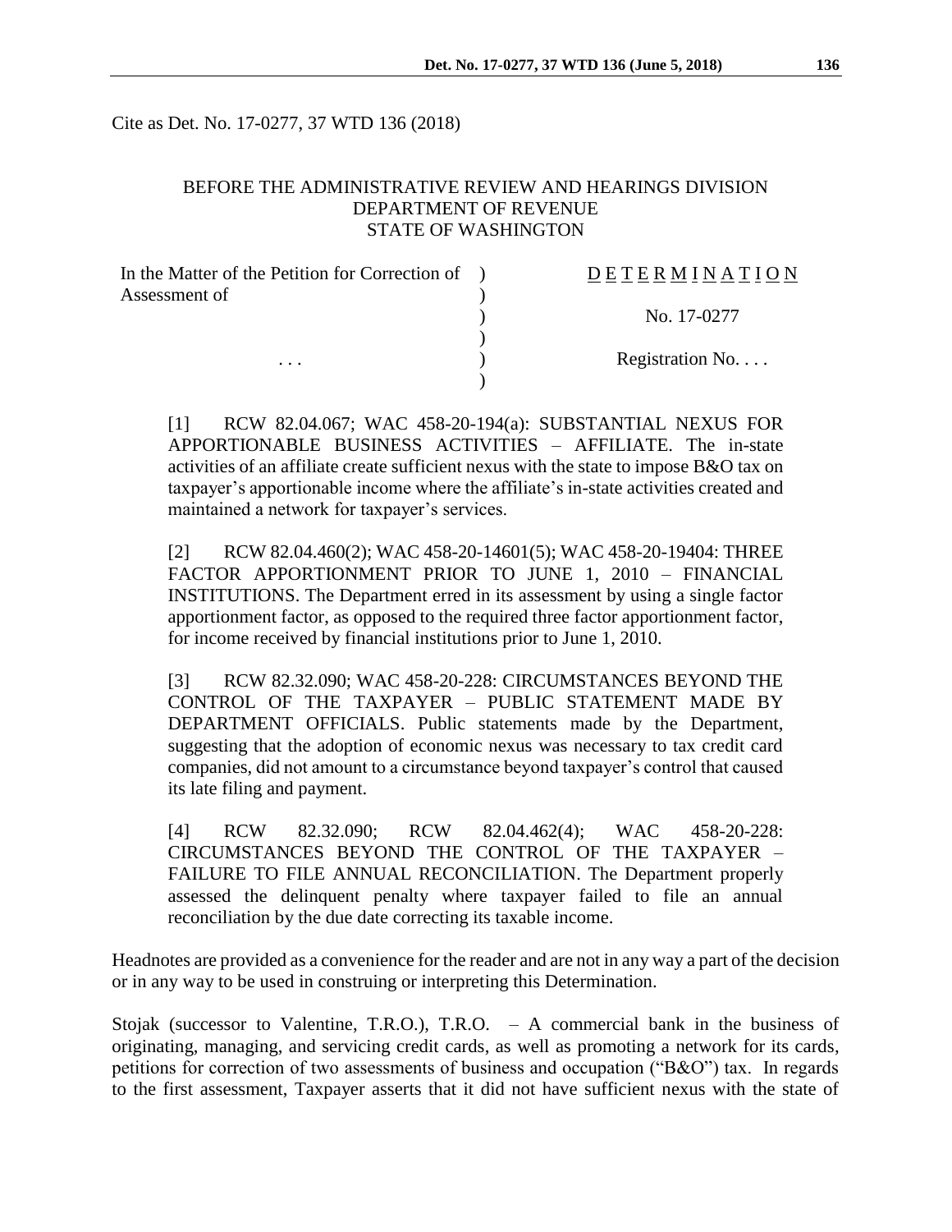Cite as Det. No. 17-0277, 37 WTD 136 (2018)

BEFORE THE ADMINISTRATIVE REVIEW AND HEARINGS DIVISION
DEPARTMENT OF REVENUE
STATE OF WASHINGTON

| In the Matter of the Petition for Correction of Assessment of | D E T E R M I N A T I O N |
|---|---|
| | No. 17-0277 |
| . . . | Registration No. . . . |

[1] RCW 82.04.067; WAC 458-20-194(a): SUBSTANTIAL NEXUS FOR APPORTIONABLE BUSINESS ACTIVITIES – AFFILIATE. The in-state activities of an affiliate create sufficient nexus with the state to impose B&O tax on taxpayer's apportionable income where the affiliate's in-state activities created and maintained a network for taxpayer's services.

[2] RCW 82.04.460(2); WAC 458-20-14601(5); WAC 458-20-19404: THREE FACTOR APPORTIONMENT PRIOR TO JUNE 1, 2010 – FINANCIAL INSTITUTIONS. The Department erred in its assessment by using a single factor apportionment factor, as opposed to the required three factor apportionment factor, for income received by financial institutions prior to June 1, 2010.

[3] RCW 82.32.090; WAC 458-20-228: CIRCUMSTANCES BEYOND THE CONTROL OF THE TAXPAYER – PUBLIC STATEMENT MADE BY DEPARTMENT OFFICIALS. Public statements made by the Department, suggesting that the adoption of economic nexus was necessary to tax credit card companies, did not amount to a circumstance beyond taxpayer's control that caused its late filing and payment.

[4] RCW 82.32.090; RCW 82.04.462(4); WAC 458-20-228: CIRCUMSTANCES BEYOND THE CONTROL OF THE TAXPAYER – FAILURE TO FILE ANNUAL RECONCILIATION. The Department properly assessed the delinquent penalty where taxpayer failed to file an annual reconciliation by the due date correcting its taxable income.

Headnotes are provided as a convenience for the reader and are not in any way a part of the decision or in any way to be used in construing or interpreting this Determination.

Stojak (successor to Valentine, T.R.O.), T.R.O. – A commercial bank in the business of originating, managing, and servicing credit cards, as well as promoting a network for its cards, petitions for correction of two assessments of business and occupation ("B&O") tax. In regards to the first assessment, Taxpayer asserts that it did not have sufficient nexus with the state of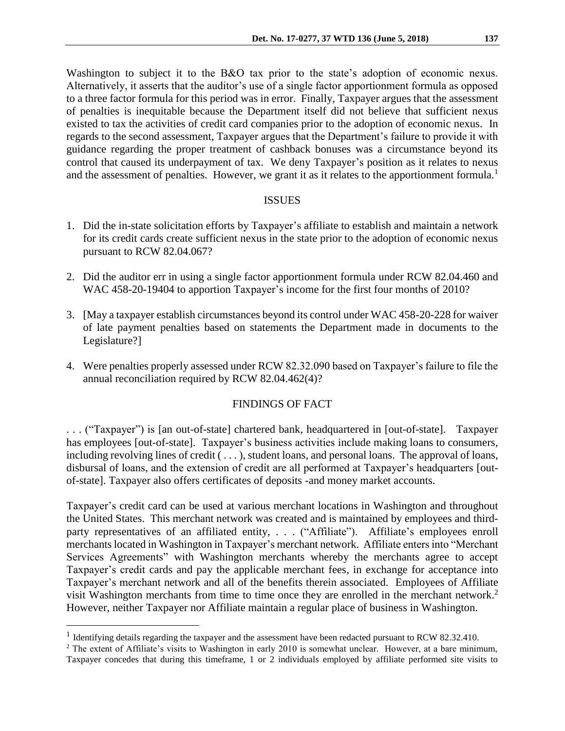Washington to subject it to the B&O tax prior to the state's adoption of economic nexus. Alternatively, it asserts that the auditor's use of a single factor apportionment formula as opposed to a three factor formula for this period was in error. Finally, Taxpayer argues that the assessment of penalties is inequitable because the Department itself did not believe that sufficient nexus existed to tax the activities of credit card companies prior to the adoption of economic nexus. In regards to the second assessment, Taxpayer argues that the Department's failure to provide it with guidance regarding the proper treatment of cashback bonuses was a circumstance beyond its control that caused its underpayment of tax. We deny Taxpayer's position as it relates to nexus and the assessment of penalties. However, we grant it as it relates to the apportionment formula.[1]

## ISSUES

1. Did the in-state solicitation efforts by Taxpayer's affiliate to establish and maintain a network for its credit cards create sufficient nexus in the state prior to the adoption of economic nexus pursuant to RCW 82.04.067?

2. Did the auditor err in using a single factor apportionment formula under RCW 82.04.460 and WAC 458-20-19404 to apportion Taxpayer's income for the first four months of 2010?

3. [May a taxpayer establish circumstances beyond its control under WAC 458-20-228 for waiver of late payment penalties based on statements the Department made in documents to the Legislature?]

4. Were penalties properly assessed under RCW 82.32.090 based on Taxpayer's failure to file the annual reconciliation required by RCW 82.04.462(4)?

## FINDINGS OF FACT

. . . ("Taxpayer") is [an out-of-state] chartered bank, headquartered in [out-of-state]. Taxpayer has employees [out-of-state]. Taxpayer's business activities include making loans to consumers, including revolving lines of credit ( . . . ), student loans, and personal loans. The approval of loans, disbursal of loans, and the extension of credit are all performed at Taxpayer's headquarters [out-of-state]. Taxpayer also offers certificates of deposits -and money market accounts.

Taxpayer's credit card can be used at various merchant locations in Washington and throughout the United States. This merchant network was created and is maintained by employees and third-party representatives of an affiliated entity, . . . ("Affiliate"). Affiliate's employees enroll merchants located in Washington in Taxpayer's merchant network. Affiliate enters into "Merchant Services Agreements" with Washington merchants whereby the merchants agree to accept Taxpayer's credit cards and pay the applicable merchant fees, in exchange for acceptance into Taxpayer's merchant network and all of the benefits therein associated. Employees of Affiliate visit Washington merchants from time to time once they are enrolled in the merchant network.[2] However, neither Taxpayer nor Affiliate maintain a regular place of business in Washington.

---

[1] Identifying details regarding the taxpayer and the assessment have been redacted pursuant to RCW 82.32.410.

[2] The extent of Affiliate's visits to Washington in early 2010 is somewhat unclear. However, at a bare minimum, Taxpayer concedes that during this timeframe, 1 or 2 individuals employed by affiliate performed site visits to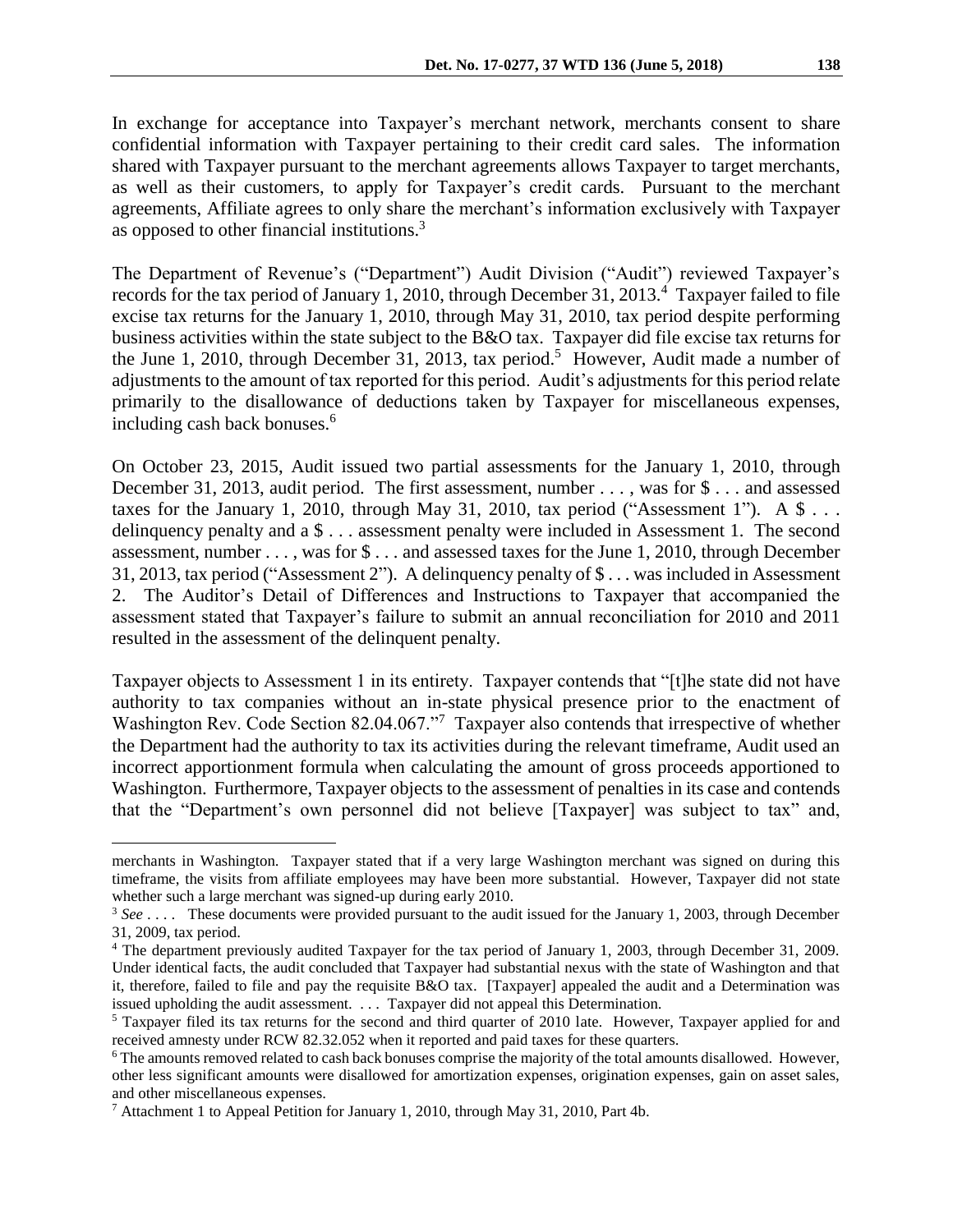In exchange for acceptance into Taxpayer's merchant network, merchants consent to share confidential information with Taxpayer pertaining to their credit card sales. The information shared with Taxpayer pursuant to the merchant agreements allows Taxpayer to target merchants, as well as their customers, to apply for Taxpayer's credit cards. Pursuant to the merchant agreements, Affiliate agrees to only share the merchant's information exclusively with Taxpayer as opposed to other financial institutions.[3]

The Department of Revenue's ("Department") Audit Division ("Audit") reviewed Taxpayer's records for the tax period of January 1, 2010, through December 31, 2013.[4] Taxpayer failed to file excise tax returns for the January 1, 2010, through May 31, 2010, tax period despite performing business activities within the state subject to the B&O tax. Taxpayer did file excise tax returns for the June 1, 2010, through December 31, 2013, tax period.[5] However, Audit made a number of adjustments to the amount of tax reported for this period. Audit's adjustments for this period relate primarily to the disallowance of deductions taken by Taxpayer for miscellaneous expenses, including cash back bonuses.[6]

On October 23, 2015, Audit issued two partial assessments for the January 1, 2010, through December 31, 2013, audit period. The first assessment, number . . . , was for $ . . . and assessed taxes for the January 1, 2010, through May 31, 2010, tax period ("Assessment 1"). A $ . . . delinquency penalty and a $ . . . assessment penalty were included in Assessment 1. The second assessment, number . . . , was for $ . . . and assessed taxes for the June 1, 2010, through December 31, 2013, tax period ("Assessment 2"). A delinquency penalty of $ . . . was included in Assessment 2. The Auditor's Detail of Differences and Instructions to Taxpayer that accompanied the assessment stated that Taxpayer's failure to submit an annual reconciliation for 2010 and 2011 resulted in the assessment of the delinquent penalty.

Taxpayer objects to Assessment 1 in its entirety. Taxpayer contends that "[t]he state did not have authority to tax companies without an in-state physical presence prior to the enactment of Washington Rev. Code Section 82.04.067."[7] Taxpayer also contends that irrespective of whether the Department had the authority to tax its activities during the relevant timeframe, Audit used an incorrect apportionment formula when calculating the amount of gross proceeds apportioned to Washington. Furthermore, Taxpayer objects to the assessment of penalties in its case and contends that the "Department's own personnel did not believe [Taxpayer] was subject to tax" and,

---

merchants in Washington. Taxpayer stated that if a very large Washington merchant was signed on during this timeframe, the visits from affiliate employees may have been more substantial. However, Taxpayer did not state whether such a large merchant was signed-up during early 2010.

[3] *See* . . . . These documents were provided pursuant to the audit issued for the January 1, 2003, through December 31, 2009, tax period.

[4] The department previously audited Taxpayer for the tax period of January 1, 2003, through December 31, 2009. Under identical facts, the audit concluded that Taxpayer had substantial nexus with the state of Washington and that it, therefore, failed to file and pay the requisite B&O tax. [Taxpayer] appealed the audit and a Determination was issued upholding the audit assessment. . . . Taxpayer did not appeal this Determination.

[5] Taxpayer filed its tax returns for the second and third quarter of 2010 late. However, Taxpayer applied for and received amnesty under RCW 82.32.052 when it reported and paid taxes for these quarters.

[6] The amounts removed related to cash back bonuses comprise the majority of the total amounts disallowed. However, other less significant amounts were disallowed for amortization expenses, origination expenses, gain on asset sales, and other miscellaneous expenses.

[7] Attachment 1 to Appeal Petition for January 1, 2010, through May 31, 2010, Part 4b.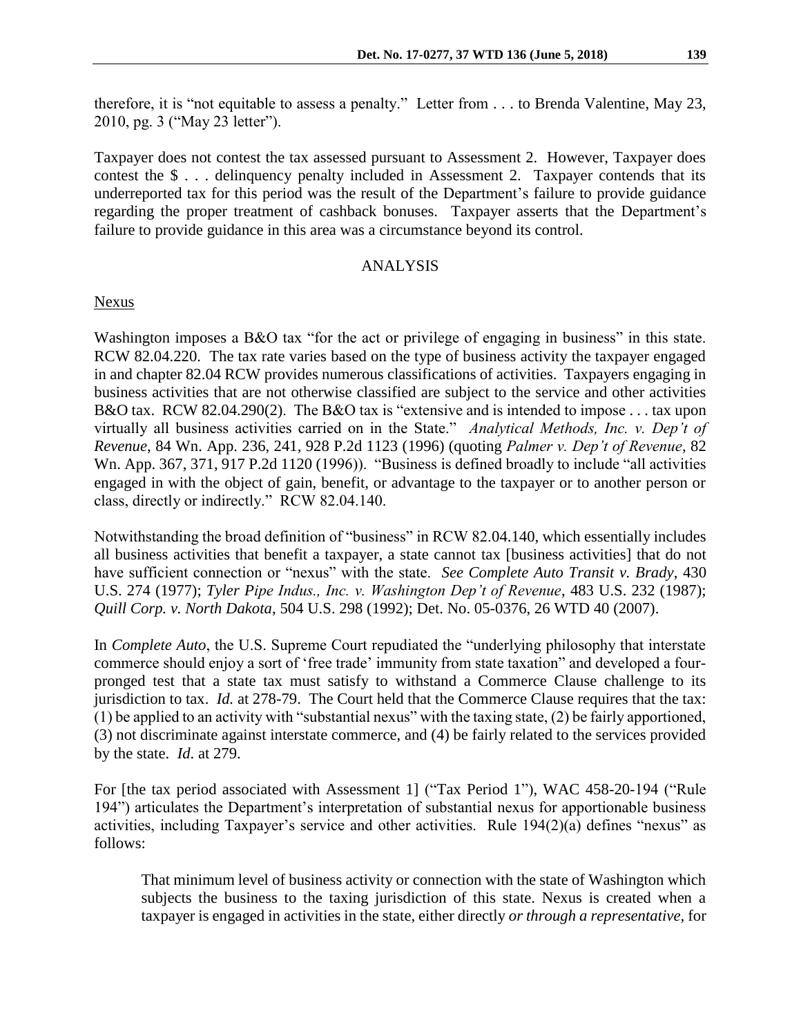therefore, it is "not equitable to assess a penalty." Letter from . . . to Brenda Valentine, May 23, 2010, pg. 3 ("May 23 letter").

Taxpayer does not contest the tax assessed pursuant to Assessment 2. However, Taxpayer does contest the $ . . . delinquency penalty included in Assessment 2. Taxpayer contends that its underreported tax for this period was the result of the Department's failure to provide guidance regarding the proper treatment of cashback bonuses. Taxpayer asserts that the Department's failure to provide guidance in this area was a circumstance beyond its control.

## ANALYSIS

### Nexus

Washington imposes a B&O tax "for the act or privilege of engaging in business" in this state. RCW 82.04.220. The tax rate varies based on the type of business activity the taxpayer engaged in and chapter 82.04 RCW provides numerous classifications of activities. Taxpayers engaging in business activities that are not otherwise classified are subject to the service and other activities B&O tax. RCW 82.04.290(2). The B&O tax is "extensive and is intended to impose . . . tax upon virtually all business activities carried on in the State." *Analytical Methods, Inc. v. Dep't of Revenue*, 84 Wn. App. 236, 241, 928 P.2d 1123 (1996) (quoting *Palmer v. Dep't of Revenue*, 82 Wn. App. 367, 371, 917 P.2d 1120 (1996)). "Business is defined broadly to include "all activities engaged in with the object of gain, benefit, or advantage to the taxpayer or to another person or class, directly or indirectly." RCW 82.04.140.

Notwithstanding the broad definition of "business" in RCW 82.04.140, which essentially includes all business activities that benefit a taxpayer, a state cannot tax [business activities] that do not have sufficient connection or "nexus" with the state. *See Complete Auto Transit v. Brady*, 430 U.S. 274 (1977); *Tyler Pipe Indus., Inc. v. Washington Dep't of Revenue*, 483 U.S. 232 (1987); *Quill Corp. v. North Dakota*, 504 U.S. 298 (1992); Det. No. 05-0376, 26 WTD 40 (2007).

In *Complete Auto*, the U.S. Supreme Court repudiated the "underlying philosophy that interstate commerce should enjoy a sort of 'free trade' immunity from state taxation" and developed a four-pronged test that a state tax must satisfy to withstand a Commerce Clause challenge to its jurisdiction to tax. *Id.* at 278-79. The Court held that the Commerce Clause requires that the tax: (1) be applied to an activity with "substantial nexus" with the taxing state, (2) be fairly apportioned, (3) not discriminate against interstate commerce, and (4) be fairly related to the services provided by the state. *Id.* at 279.

For [the tax period associated with Assessment 1] ("Tax Period 1"), WAC 458-20-194 ("Rule 194") articulates the Department's interpretation of substantial nexus for apportionable business activities, including Taxpayer's service and other activities. Rule 194(2)(a) defines "nexus" as follows:

> That minimum level of business activity or connection with the state of Washington which subjects the business to the taxing jurisdiction of this state. Nexus is created when a taxpayer is engaged in activities in the state, either directly *or through a representative*, for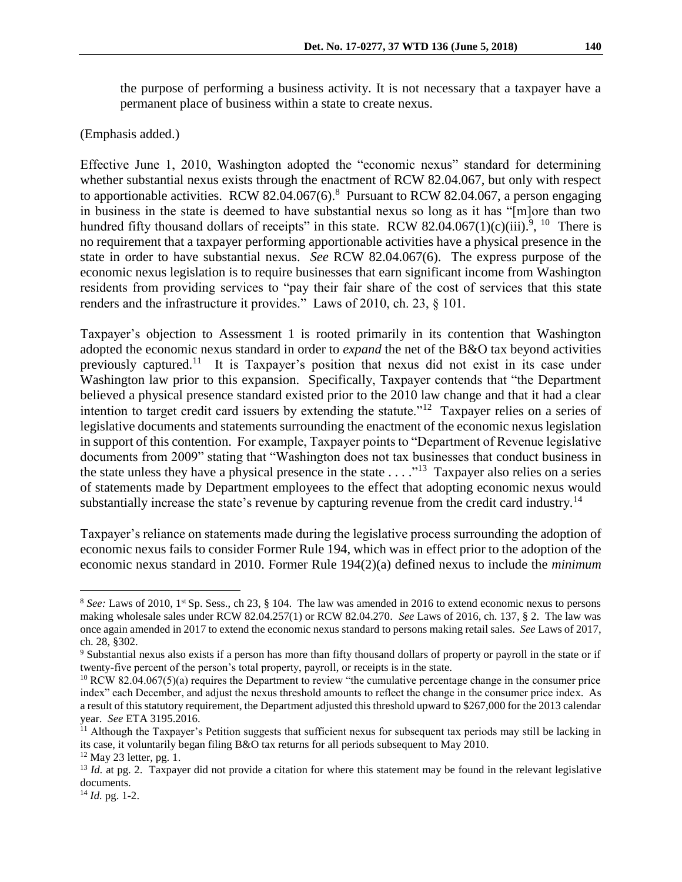the purpose of performing a business activity. It is not necessary that a taxpayer have a permanent place of business within a state to create nexus.

(Emphasis added.)

Effective June 1, 2010, Washington adopted the "economic nexus" standard for determining whether substantial nexus exists through the enactment of RCW 82.04.067, but only with respect to apportionable activities. RCW 82.04.067(6).[8] Pursuant to RCW 82.04.067, a person engaging in business in the state is deemed to have substantial nexus so long as it has "[m]ore than two hundred fifty thousand dollars of receipts" in this state. RCW 82.04.067(1)(c)(iii).[9], [10] There is no requirement that a taxpayer performing apportionable activities have a physical presence in the state in order to have substantial nexus. *See* RCW 82.04.067(6). The express purpose of the economic nexus legislation is to require businesses that earn significant income from Washington residents from providing services to "pay their fair share of the cost of services that this state renders and the infrastructure it provides." Laws of 2010, ch. 23, § 101.

Taxpayer's objection to Assessment 1 is rooted primarily in its contention that Washington adopted the economic nexus standard in order to *expand* the net of the B&O tax beyond activities previously captured.[11] It is Taxpayer's position that nexus did not exist in its case under Washington law prior to this expansion. Specifically, Taxpayer contends that "the Department believed a physical presence standard existed prior to the 2010 law change and that it had a clear intention to target credit card issuers by extending the statute."[12] Taxpayer relies on a series of legislative documents and statements surrounding the enactment of the economic nexus legislation in support of this contention. For example, Taxpayer points to "Department of Revenue legislative documents from 2009" stating that "Washington does not tax businesses that conduct business in the state unless they have a physical presence in the state . . . ."[13] Taxpayer also relies on a series of statements made by Department employees to the effect that adopting economic nexus would substantially increase the state's revenue by capturing revenue from the credit card industry.[14]

Taxpayer's reliance on statements made during the legislative process surrounding the adoption of economic nexus fails to consider Former Rule 194, which was in effect prior to the adoption of the economic nexus standard in 2010. Former Rule 194(2)(a) defined nexus to include the *minimum*

---

[8] *See:* Laws of 2010, 1st Sp. Sess., ch 23, § 104. The law was amended in 2016 to extend economic nexus to persons making wholesale sales under RCW 82.04.257(1) or RCW 82.04.270. *See* Laws of 2016, ch. 137, § 2. The law was once again amended in 2017 to extend the economic nexus standard to persons making retail sales. *See* Laws of 2017, ch. 28, §302.

[9] Substantial nexus also exists if a person has more than fifty thousand dollars of property or payroll in the state or if twenty-five percent of the person's total property, payroll, or receipts is in the state.

[10] RCW 82.04.067(5)(a) requires the Department to review "the cumulative percentage change in the consumer price index" each December, and adjust the nexus threshold amounts to reflect the change in the consumer price index. As a result of this statutory requirement, the Department adjusted this threshold upward to $267,000 for the 2013 calendar year. *See* ETA 3195.2016.

[11] Although the Taxpayer's Petition suggests that sufficient nexus for subsequent tax periods may still be lacking in its case, it voluntarily began filing B&O tax returns for all periods subsequent to May 2010.

[12] May 23 letter, pg. 1.

[13] *Id.* at pg. 2. Taxpayer did not provide a citation for where this statement may be found in the relevant legislative documents.

[14] *Id.* pg. 1-2.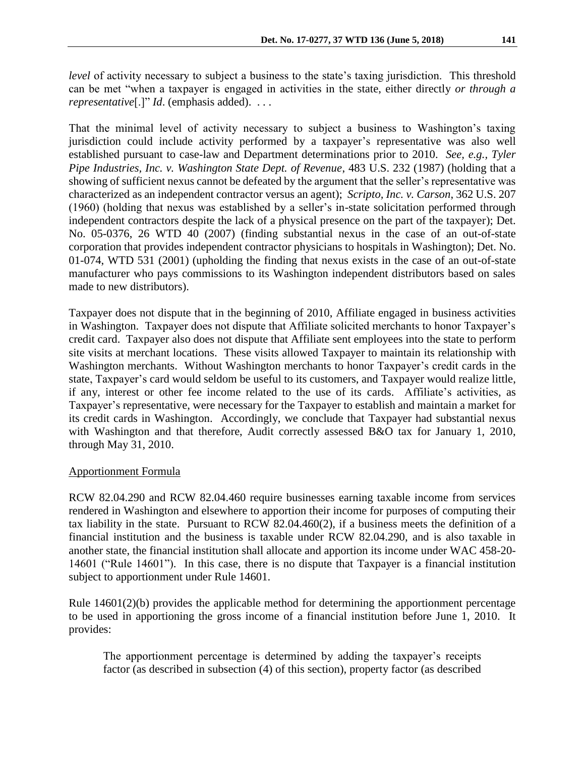*level* of activity necessary to subject a business to the state's taxing jurisdiction. This threshold can be met "when a taxpayer is engaged in activities in the state, either directly *or through a representative*[.]" *Id*. (emphasis added). . . .

That the minimal level of activity necessary to subject a business to Washington's taxing jurisdiction could include activity performed by a taxpayer's representative was also well established pursuant to case-law and Department determinations prior to 2010. *See, e.g., Tyler Pipe Industries, Inc. v. Washington State Dept. of Revenue*, 483 U.S. 232 (1987) (holding that a showing of sufficient nexus cannot be defeated by the argument that the seller's representative was characterized as an independent contractor versus an agent); *Scripto, Inc. v. Carson*, 362 U.S. 207 (1960) (holding that nexus was established by a seller's in-state solicitation performed through independent contractors despite the lack of a physical presence on the part of the taxpayer); Det. No. 05-0376, 26 WTD 40 (2007) (finding substantial nexus in the case of an out-of-state corporation that provides independent contractor physicians to hospitals in Washington); Det. No. 01-074, WTD 531 (2001) (upholding the finding that nexus exists in the case of an out-of-state manufacturer who pays commissions to its Washington independent distributors based on sales made to new distributors).

Taxpayer does not dispute that in the beginning of 2010, Affiliate engaged in business activities in Washington. Taxpayer does not dispute that Affiliate solicited merchants to honor Taxpayer's credit card. Taxpayer also does not dispute that Affiliate sent employees into the state to perform site visits at merchant locations. These visits allowed Taxpayer to maintain its relationship with Washington merchants. Without Washington merchants to honor Taxpayer's credit cards in the state, Taxpayer's card would seldom be useful to its customers, and Taxpayer would realize little, if any, interest or other fee income related to the use of its cards. Affiliate's activities, as Taxpayer's representative, were necessary for the Taxpayer to establish and maintain a market for its credit cards in Washington. Accordingly, we conclude that Taxpayer had substantial nexus with Washington and that therefore, Audit correctly assessed B&O tax for January 1, 2010, through May 31, 2010.

Apportionment Formula

RCW 82.04.290 and RCW 82.04.460 require businesses earning taxable income from services rendered in Washington and elsewhere to apportion their income for purposes of computing their tax liability in the state. Pursuant to RCW 82.04.460(2), if a business meets the definition of a financial institution and the business is taxable under RCW 82.04.290, and is also taxable in another state, the financial institution shall allocate and apportion its income under WAC 458-20-14601 ("Rule 14601"). In this case, there is no dispute that Taxpayer is a financial institution subject to apportionment under Rule 14601.

Rule 14601(2)(b) provides the applicable method for determining the apportionment percentage to be used in apportioning the gross income of a financial institution before June 1, 2010. It provides:

> The apportionment percentage is determined by adding the taxpayer's receipts factor (as described in subsection (4) of this section), property factor (as described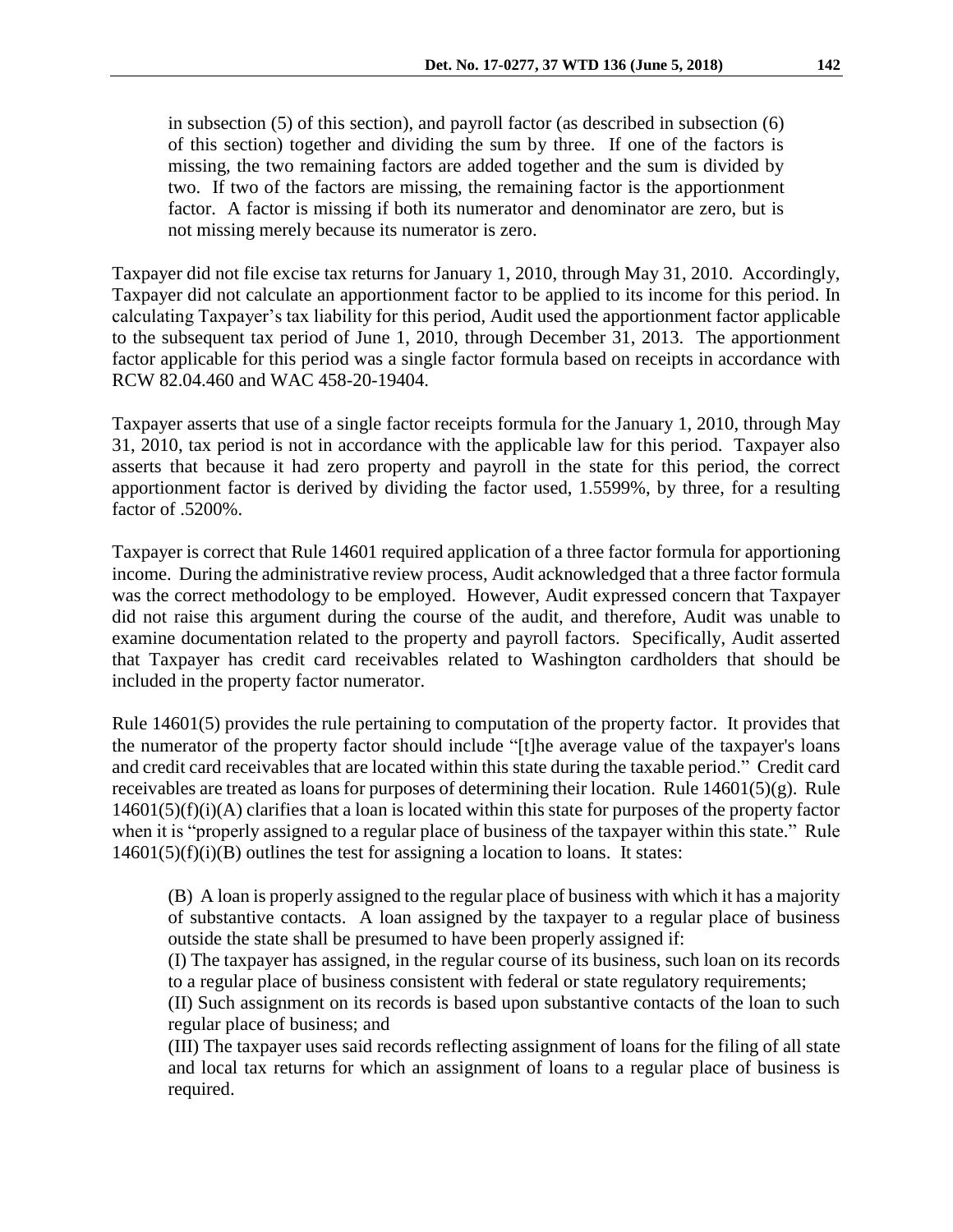> in subsection (5) of this section), and payroll factor (as described in subsection (6) of this section) together and dividing the sum by three. If one of the factors is missing, the two remaining factors are added together and the sum is divided by two. If two of the factors are missing, the remaining factor is the apportionment factor. A factor is missing if both its numerator and denominator are zero, but is not missing merely because its numerator is zero.

Taxpayer did not file excise tax returns for January 1, 2010, through May 31, 2010. Accordingly, Taxpayer did not calculate an apportionment factor to be applied to its income for this period. In calculating Taxpayer's tax liability for this period, Audit used the apportionment factor applicable to the subsequent tax period of June 1, 2010, through December 31, 2013. The apportionment factor applicable for this period was a single factor formula based on receipts in accordance with RCW 82.04.460 and WAC 458-20-19404.

Taxpayer asserts that use of a single factor receipts formula for the January 1, 2010, through May 31, 2010, tax period is not in accordance with the applicable law for this period. Taxpayer also asserts that because it had zero property and payroll in the state for this period, the correct apportionment factor is derived by dividing the factor used, 1.5599%, by three, for a resulting factor of .5200%.

Taxpayer is correct that Rule 14601 required application of a three factor formula for apportioning income. During the administrative review process, Audit acknowledged that a three factor formula was the correct methodology to be employed. However, Audit expressed concern that Taxpayer did not raise this argument during the course of the audit, and therefore, Audit was unable to examine documentation related to the property and payroll factors. Specifically, Audit asserted that Taxpayer has credit card receivables related to Washington cardholders that should be included in the property factor numerator.

Rule 14601(5) provides the rule pertaining to computation of the property factor. It provides that the numerator of the property factor should include "[t]he average value of the taxpayer's loans and credit card receivables that are located within this state during the taxable period." Credit card receivables are treated as loans for purposes of determining their location. Rule 14601(5)(g). Rule 14601(5)(f)(i)(A) clarifies that a loan is located within this state for purposes of the property factor when it is "properly assigned to a regular place of business of the taxpayer within this state." Rule 14601(5)(f)(i)(B) outlines the test for assigning a location to loans. It states:

> (B) A loan is properly assigned to the regular place of business with which it has a majority of substantive contacts. A loan assigned by the taxpayer to a regular place of business outside the state shall be presumed to have been properly assigned if:
>
> (I) The taxpayer has assigned, in the regular course of its business, such loan on its records to a regular place of business consistent with federal or state regulatory requirements;
>
> (II) Such assignment on its records is based upon substantive contacts of the loan to such regular place of business; and
>
> (III) The taxpayer uses said records reflecting assignment of loans for the filing of all state and local tax returns for which an assignment of loans to a regular place of business is required.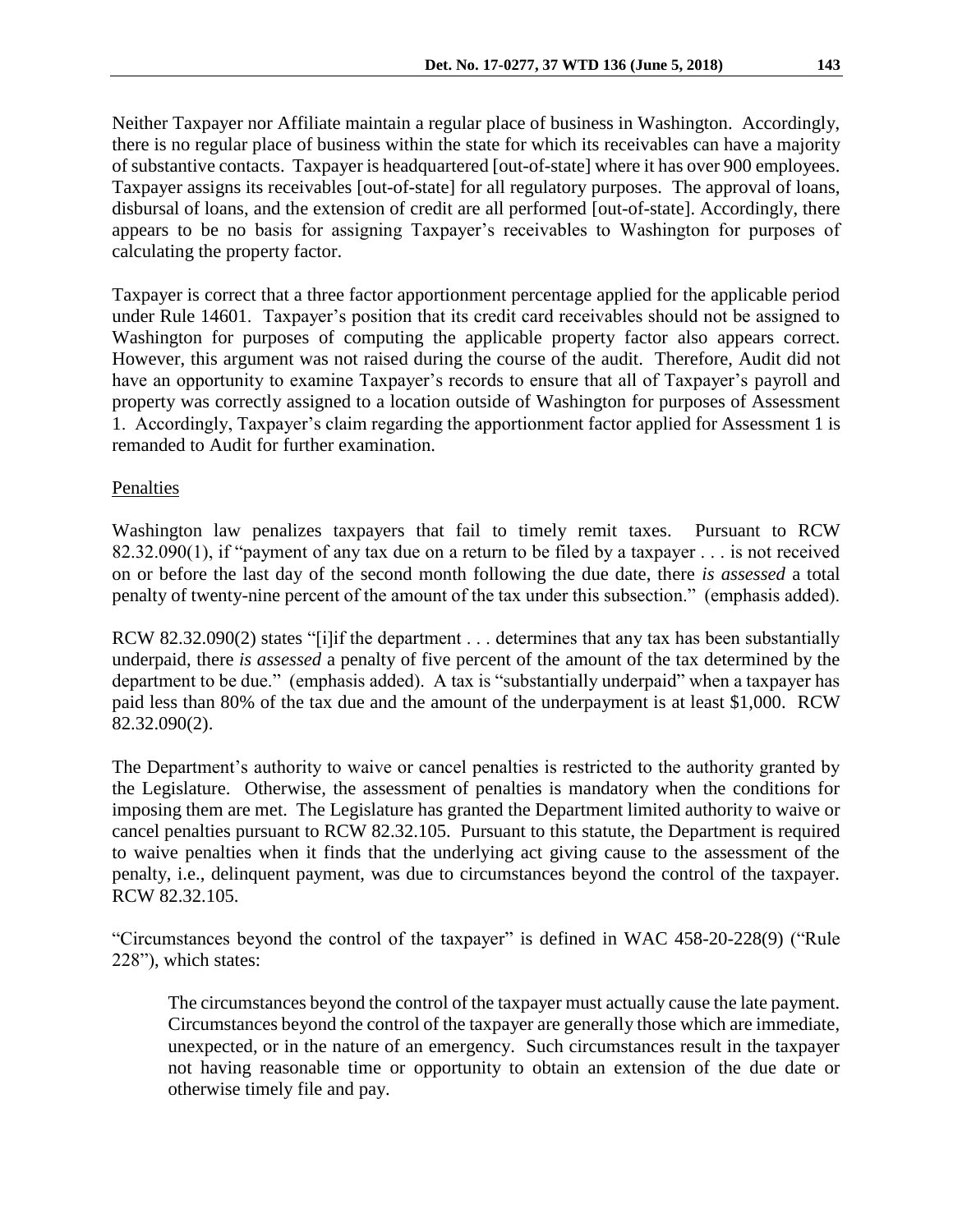Neither Taxpayer nor Affiliate maintain a regular place of business in Washington. Accordingly, there is no regular place of business within the state for which its receivables can have a majority of substantive contacts. Taxpayer is headquartered [out-of-state] where it has over 900 employees. Taxpayer assigns its receivables [out-of-state] for all regulatory purposes. The approval of loans, disbursal of loans, and the extension of credit are all performed [out-of-state]. Accordingly, there appears to be no basis for assigning Taxpayer's receivables to Washington for purposes of calculating the property factor.

Taxpayer is correct that a three factor apportionment percentage applied for the applicable period under Rule 14601. Taxpayer's position that its credit card receivables should not be assigned to Washington for purposes of computing the applicable property factor also appears correct. However, this argument was not raised during the course of the audit. Therefore, Audit did not have an opportunity to examine Taxpayer's records to ensure that all of Taxpayer's payroll and property was correctly assigned to a location outside of Washington for purposes of Assessment 1. Accordingly, Taxpayer's claim regarding the apportionment factor applied for Assessment 1 is remanded to Audit for further examination.

Penalties

Washington law penalizes taxpayers that fail to timely remit taxes. Pursuant to RCW 82.32.090(1), if "payment of any tax due on a return to be filed by a taxpayer . . . is not received on or before the last day of the second month following the due date, there *is assessed* a total penalty of twenty-nine percent of the amount of the tax under this subsection." (emphasis added).

RCW 82.32.090(2) states "[i]if the department . . . determines that any tax has been substantially underpaid, there *is assessed* a penalty of five percent of the amount of the tax determined by the department to be due." (emphasis added). A tax is "substantially underpaid" when a taxpayer has paid less than 80% of the tax due and the amount of the underpayment is at least $1,000. RCW 82.32.090(2).

The Department's authority to waive or cancel penalties is restricted to the authority granted by the Legislature. Otherwise, the assessment of penalties is mandatory when the conditions for imposing them are met. The Legislature has granted the Department limited authority to waive or cancel penalties pursuant to RCW 82.32.105. Pursuant to this statute, the Department is required to waive penalties when it finds that the underlying act giving cause to the assessment of the penalty, i.e., delinquent payment, was due to circumstances beyond the control of the taxpayer. RCW 82.32.105.

"Circumstances beyond the control of the taxpayer" is defined in WAC 458-20-228(9) ("Rule 228"), which states:

> The circumstances beyond the control of the taxpayer must actually cause the late payment. Circumstances beyond the control of the taxpayer are generally those which are immediate, unexpected, or in the nature of an emergency. Such circumstances result in the taxpayer not having reasonable time or opportunity to obtain an extension of the due date or otherwise timely file and pay.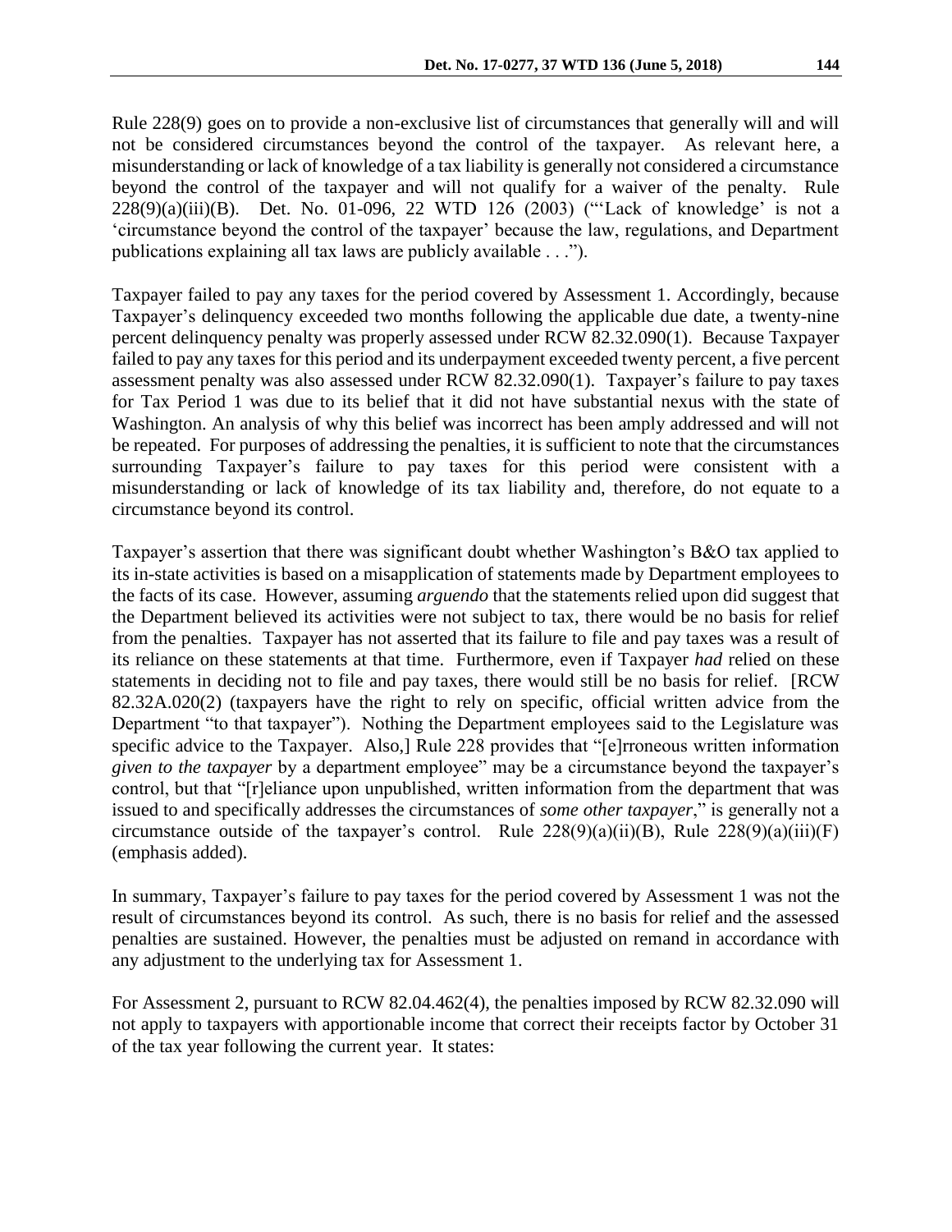Rule 228(9) goes on to provide a non-exclusive list of circumstances that generally will and will not be considered circumstances beyond the control of the taxpayer. As relevant here, a misunderstanding or lack of knowledge of a tax liability is generally not considered a circumstance beyond the control of the taxpayer and will not qualify for a waiver of the penalty. Rule 228(9)(a)(iii)(B). Det. No. 01-096, 22 WTD 126 (2003) ("'Lack of knowledge' is not a 'circumstance beyond the control of the taxpayer' because the law, regulations, and Department publications explaining all tax laws are publicly available . . .").

Taxpayer failed to pay any taxes for the period covered by Assessment 1. Accordingly, because Taxpayer's delinquency exceeded two months following the applicable due date, a twenty-nine percent delinquency penalty was properly assessed under RCW 82.32.090(1). Because Taxpayer failed to pay any taxes for this period and its underpayment exceeded twenty percent, a five percent assessment penalty was also assessed under RCW 82.32.090(1). Taxpayer's failure to pay taxes for Tax Period 1 was due to its belief that it did not have substantial nexus with the state of Washington. An analysis of why this belief was incorrect has been amply addressed and will not be repeated. For purposes of addressing the penalties, it is sufficient to note that the circumstances surrounding Taxpayer's failure to pay taxes for this period were consistent with a misunderstanding or lack of knowledge of its tax liability and, therefore, do not equate to a circumstance beyond its control.

Taxpayer's assertion that there was significant doubt whether Washington's B&O tax applied to its in-state activities is based on a misapplication of statements made by Department employees to the facts of its case. However, assuming *arguendo* that the statements relied upon did suggest that the Department believed its activities were not subject to tax, there would be no basis for relief from the penalties. Taxpayer has not asserted that its failure to file and pay taxes was a result of its reliance on these statements at that time. Furthermore, even if Taxpayer *had* relied on these statements in deciding not to file and pay taxes, there would still be no basis for relief. [RCW 82.32A.020(2) (taxpayers have the right to rely on specific, official written advice from the Department "to that taxpayer"). Nothing the Department employees said to the Legislature was specific advice to the Taxpayer. Also,] Rule 228 provides that "[e]rroneous written information *given to the taxpayer* by a department employee" may be a circumstance beyond the taxpayer's control, but that "[r]eliance upon unpublished, written information from the department that was issued to and specifically addresses the circumstances of *some other taxpayer*," is generally not a circumstance outside of the taxpayer's control. Rule 228(9)(a)(ii)(B), Rule 228(9)(a)(iii)(F) (emphasis added).

In summary, Taxpayer's failure to pay taxes for the period covered by Assessment 1 was not the result of circumstances beyond its control. As such, there is no basis for relief and the assessed penalties are sustained. However, the penalties must be adjusted on remand in accordance with any adjustment to the underlying tax for Assessment 1.

For Assessment 2, pursuant to RCW 82.04.462(4), the penalties imposed by RCW 82.32.090 will not apply to taxpayers with apportionable income that correct their receipts factor by October 31 of the tax year following the current year. It states: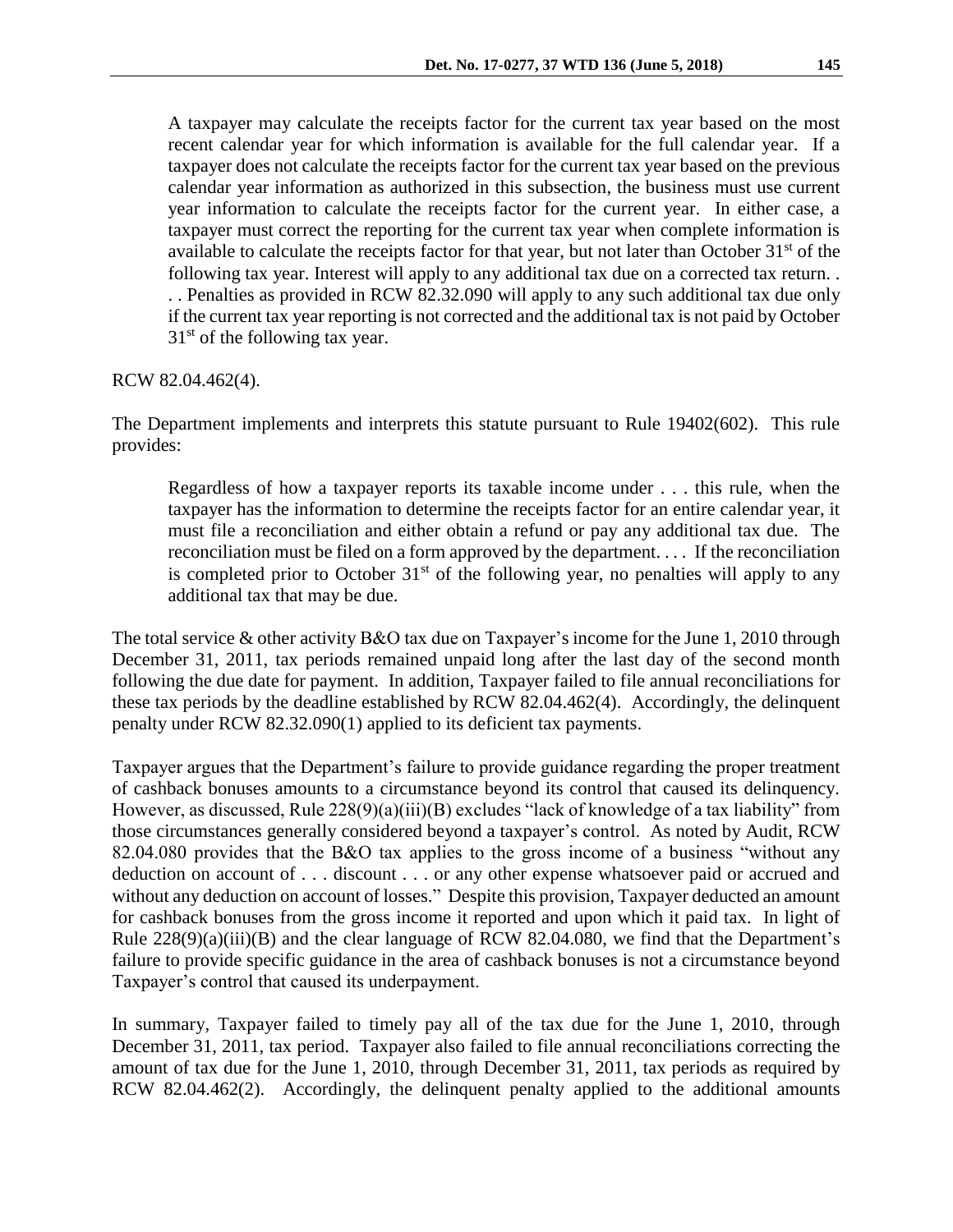> A taxpayer may calculate the receipts factor for the current tax year based on the most recent calendar year for which information is available for the full calendar year. If a taxpayer does not calculate the receipts factor for the current tax year based on the previous calendar year information as authorized in this subsection, the business must use current year information to calculate the receipts factor for the current year. In either case, a taxpayer must correct the reporting for the current tax year when complete information is available to calculate the receipts factor for that year, but not later than October 31st of the following tax year. Interest will apply to any additional tax due on a corrected tax return. . . . Penalties as provided in RCW 82.32.090 will apply to any such additional tax due only if the current tax year reporting is not corrected and the additional tax is not paid by October 31st of the following tax year.

RCW 82.04.462(4).

The Department implements and interprets this statute pursuant to Rule 19402(602). This rule provides:

> Regardless of how a taxpayer reports its taxable income under . . . this rule, when the taxpayer has the information to determine the receipts factor for an entire calendar year, it must file a reconciliation and either obtain a refund or pay any additional tax due. The reconciliation must be filed on a form approved by the department. . . . If the reconciliation is completed prior to October 31st of the following year, no penalties will apply to any additional tax that may be due.

The total service & other activity B&O tax due on Taxpayer's income for the June 1, 2010 through December 31, 2011, tax periods remained unpaid long after the last day of the second month following the due date for payment. In addition, Taxpayer failed to file annual reconciliations for these tax periods by the deadline established by RCW 82.04.462(4). Accordingly, the delinquent penalty under RCW 82.32.090(1) applied to its deficient tax payments.

Taxpayer argues that the Department's failure to provide guidance regarding the proper treatment of cashback bonuses amounts to a circumstance beyond its control that caused its delinquency. However, as discussed, Rule 228(9)(a)(iii)(B) excludes "lack of knowledge of a tax liability" from those circumstances generally considered beyond a taxpayer's control. As noted by Audit, RCW 82.04.080 provides that the B&O tax applies to the gross income of a business "without any deduction on account of . . . discount . . . or any other expense whatsoever paid or accrued and without any deduction on account of losses." Despite this provision, Taxpayer deducted an amount for cashback bonuses from the gross income it reported and upon which it paid tax. In light of Rule 228(9)(a)(iii)(B) and the clear language of RCW 82.04.080, we find that the Department's failure to provide specific guidance in the area of cashback bonuses is not a circumstance beyond Taxpayer's control that caused its underpayment.

In summary, Taxpayer failed to timely pay all of the tax due for the June 1, 2010, through December 31, 2011, tax period. Taxpayer also failed to file annual reconciliations correcting the amount of tax due for the June 1, 2010, through December 31, 2011, tax periods as required by RCW 82.04.462(2). Accordingly, the delinquent penalty applied to the additional amounts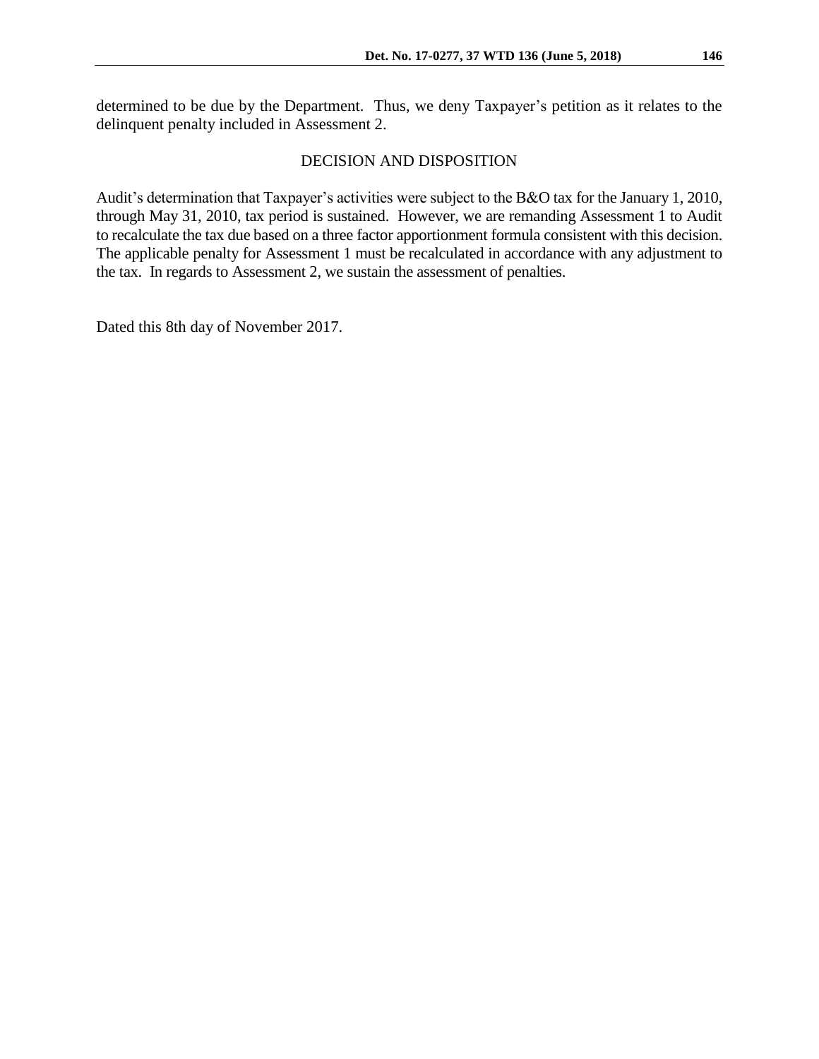determined to be due by the Department. Thus, we deny Taxpayer's petition as it relates to the delinquent penalty included in Assessment 2.

## DECISION AND DISPOSITION

Audit's determination that Taxpayer's activities were subject to the B&O tax for the January 1, 2010, through May 31, 2010, tax period is sustained. However, we are remanding Assessment 1 to Audit to recalculate the tax due based on a three factor apportionment formula consistent with this decision. The applicable penalty for Assessment 1 must be recalculated in accordance with any adjustment to the tax. In regards to Assessment 2, we sustain the assessment of penalties.

Dated this 8th day of November 2017.